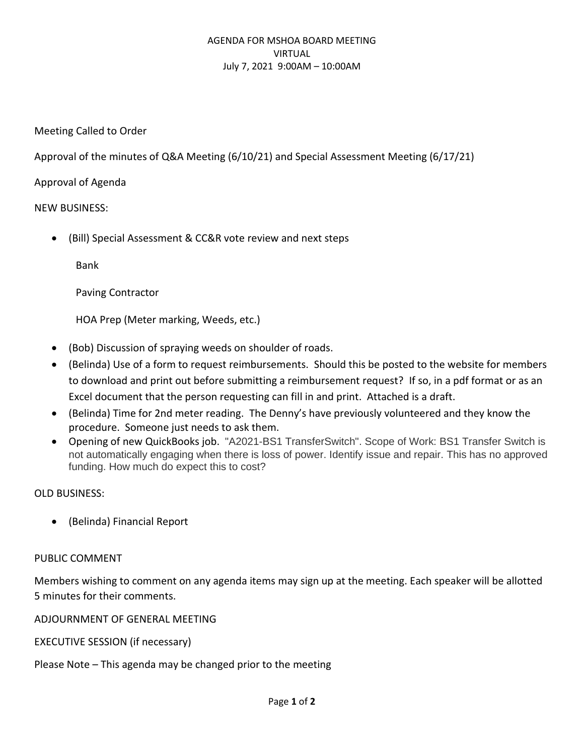# AGENDA FOR MSHOA BOARD MEETING
## VIRTUAL
### July 7, 2021 9:00AM – 10:00AM

Meeting Called to Order

Approval of the minutes of Q&A Meeting (6/10/21) and Special Assessment Meeting (6/17/21)

Approval of Agenda

NEW BUSINESS:

- (Bill) Special Assessment & CC&R vote review and next steps

  Bank

  Paving Contractor

  HOA Prep (Meter marking, Weeds, etc.)

- (Bob) Discussion of spraying weeds on shoulder of roads.
- (Belinda) Use of a form to request reimbursements. Should this be posted to the website for members to download and print out before submitting a reimbursement request? If so, in a pdf format or as an Excel document that the person requesting can fill in and print. Attached is a draft.
- (Belinda) Time for 2nd meter reading. The Denny's have previously volunteered and they know the procedure. Someone just needs to ask them.
- Opening of new QuickBooks job. "A2021-BS1 TransferSwitch". Scope of Work: BS1 Transfer Switch is not automatically engaging when there is loss of power. Identify issue and repair. This has no approved funding. How much do expect this to cost?

OLD BUSINESS:

- (Belinda) Financial Report

PUBLIC COMMENT

Members wishing to comment on any agenda items may sign up at the meeting. Each speaker will be allotted 5 minutes for their comments.

ADJOURNMENT OF GENERAL MEETING

EXECUTIVE SESSION (if necessary)

Please Note – This agenda may be changed prior to the meeting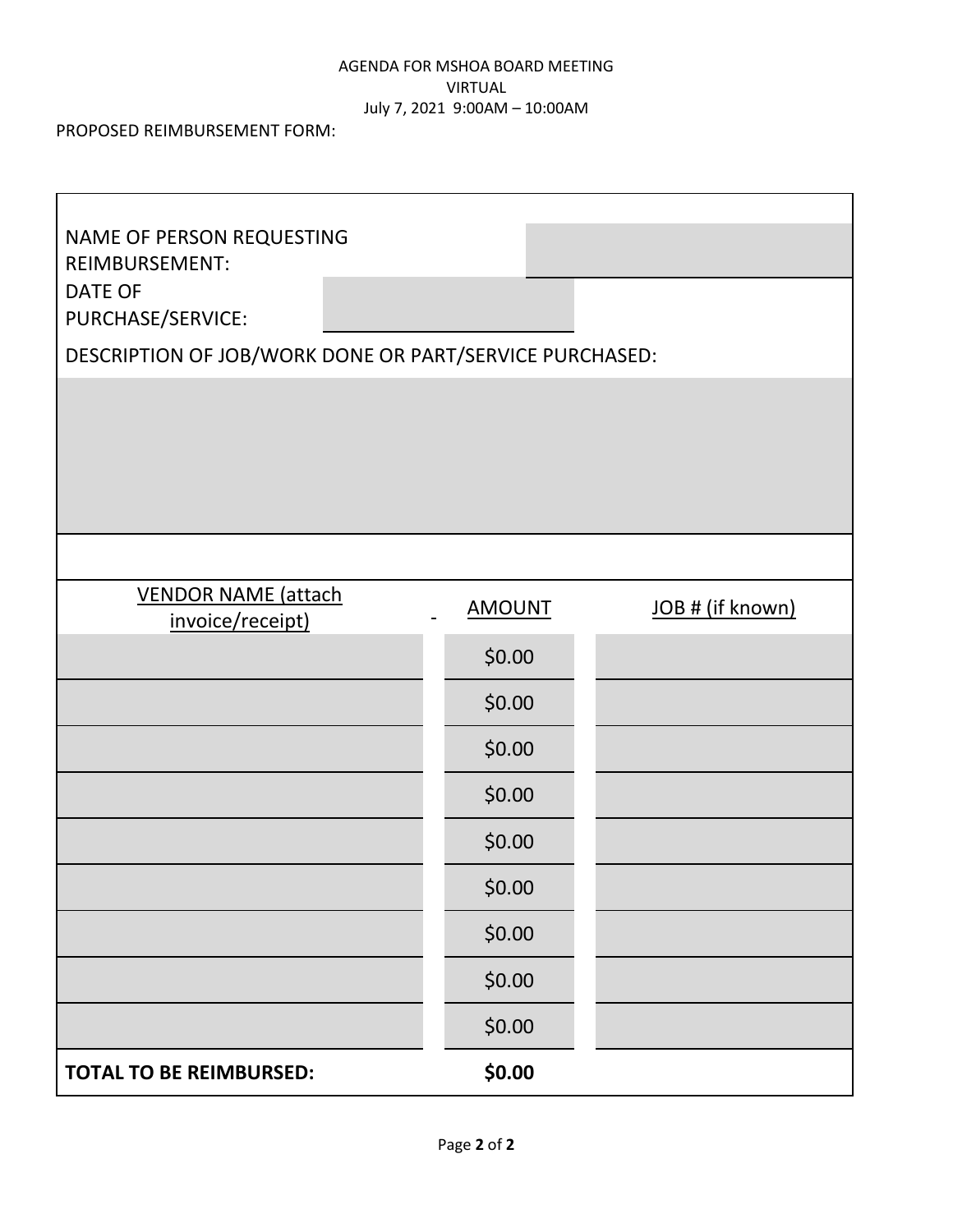AGENDA FOR MSHOA BOARD MEETING
VIRTUAL
July 7, 2021 9:00AM – 10:00AM

PROPOSED REIMBURSEMENT FORM:

NAME OF PERSON REQUESTING REIMBURSEMENT:

DATE OF PURCHASE/SERVICE:

DESCRIPTION OF JOB/WORK DONE OR PART/SERVICE PURCHASED:

| VENDOR NAME (attach invoice/receipt) | AMOUNT | JOB # (if known) |
|---|---|---|
| | $0.00 | |
| | $0.00 | |
| | $0.00 | |
| | $0.00 | |
| | $0.00 | |
| | $0.00 | |
| | $0.00 | |
| | $0.00 | |
| | $0.00 | |
| **TOTAL TO BE REIMBURSED:** | **$0.00** | |